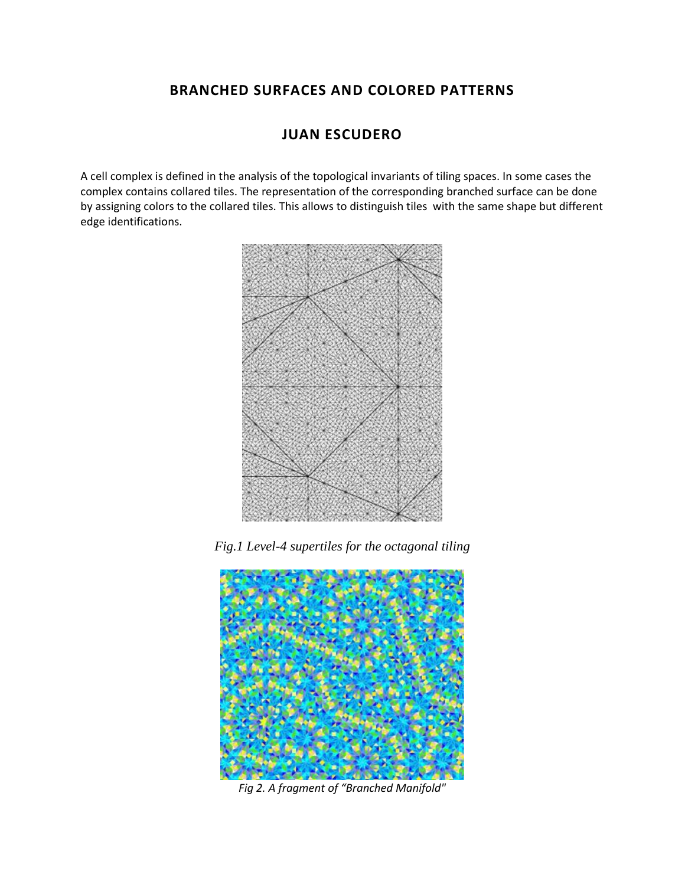## BRANCHED SURFACES AND COLORED PATTERNS

## JUAN ESCUDERO

A cell complex is defined in the analysis of the topological invariants of tiling spaces. In some cases the complex contains collared tiles. The representation of the corresponding branched surface can be done by assigning colors to the collared tiles. This allows to distinguish tiles with the same shape but different edge identifications.

*Fig.1 Level-4 supertiles for the octagonal tiling*

*Fig 2. A fragment of "Branched Manifold"*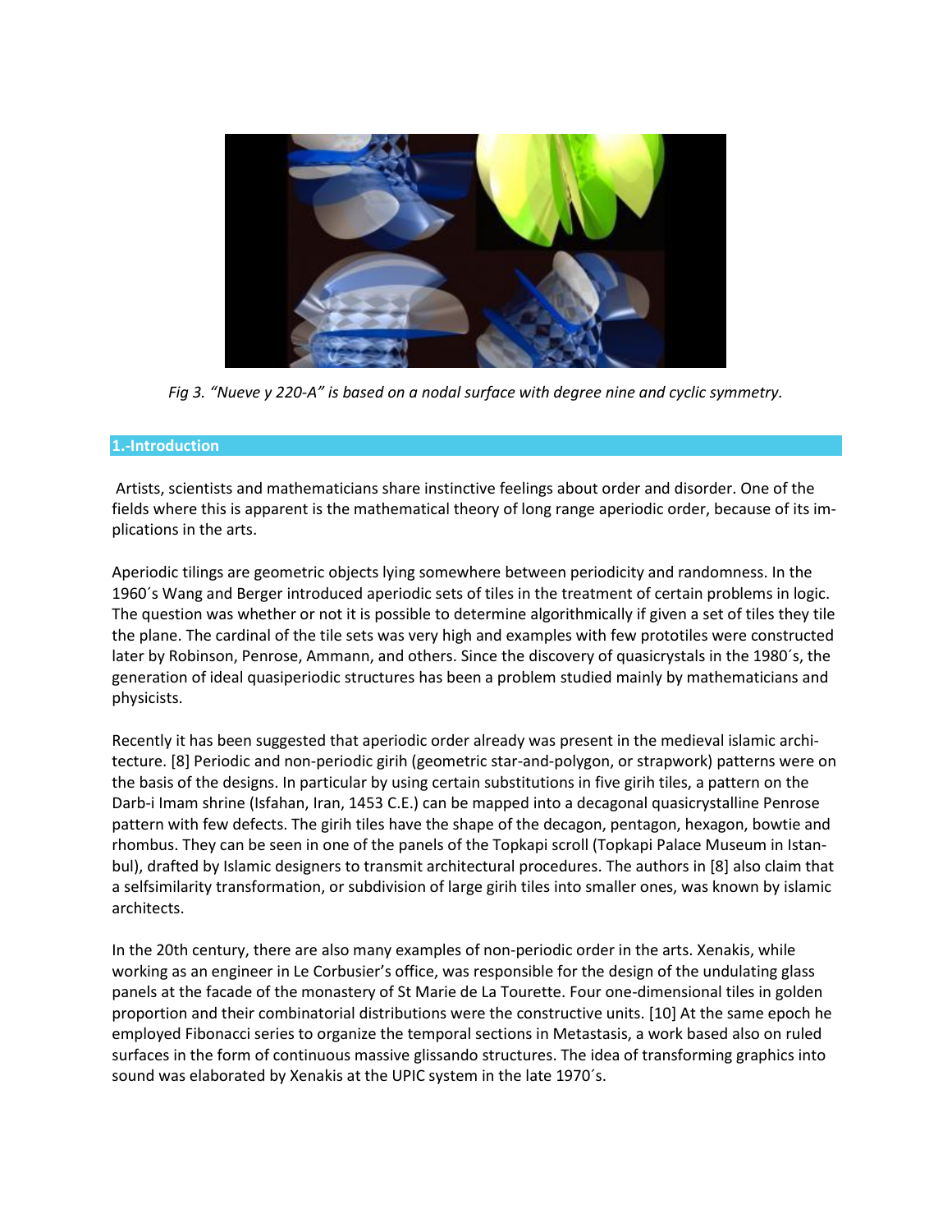*Fig 3. “Nueve y 220-A” is based on a nodal surface with degree nine and cyclic symmetry.*

## 1.-Introduction

Artists, scientists and mathematicians share instinctive feelings about order and disorder. One of the fields where this is apparent is the mathematical theory of long range aperiodic order, because of its implications in the arts.

Aperiodic tilings are geometric objects lying somewhere between periodicity and randomness. In the 1960´s Wang and Berger introduced aperiodic sets of tiles in the treatment of certain problems in logic. The question was whether or not it is possible to determine algorithmically if given a set of tiles they tile the plane. The cardinal of the tile sets was very high and examples with few prototiles were constructed later by Robinson, Penrose, Ammann, and others. Since the discovery of quasicrystals in the 1980´s, the generation of ideal quasiperiodic structures has been a problem studied mainly by mathematicians and physicists.

Recently it has been suggested that aperiodic order already was present in the medieval islamic architecture. [8] Periodic and non-periodic girih (geometric star-and-polygon, or strapwork) patterns were on the basis of the designs. In particular by using certain substitutions in five girih tiles, a pattern on the Darb-i Imam shrine (Isfahan, Iran, 1453 C.E.) can be mapped into a decagonal quasicrystalline Penrose pattern with few defects. The girih tiles have the shape of the decagon, pentagon, hexagon, bowtie and rhombus. They can be seen in one of the panels of the Topkapi scroll (Topkapi Palace Museum in Istanbul), drafted by Islamic designers to transmit architectural procedures. The authors in [8] also claim that a selfsimilarity transformation, or subdivision of large girih tiles into smaller ones, was known by islamic architects.

In the 20th century, there are also many examples of non-periodic order in the arts. Xenakis, while working as an engineer in Le Corbusier’s office, was responsible for the design of the undulating glass panels at the facade of the monastery of St Marie de La Tourette. Four one-dimensional tiles in golden proportion and their combinatorial distributions were the constructive units. [10] At the same epoch he employed Fibonacci series to organize the temporal sections in Metastasis, a work based also on ruled surfaces in the form of continuous massive glissando structures. The idea of transforming graphics into sound was elaborated by Xenakis at the UPIC system in the late 1970´s.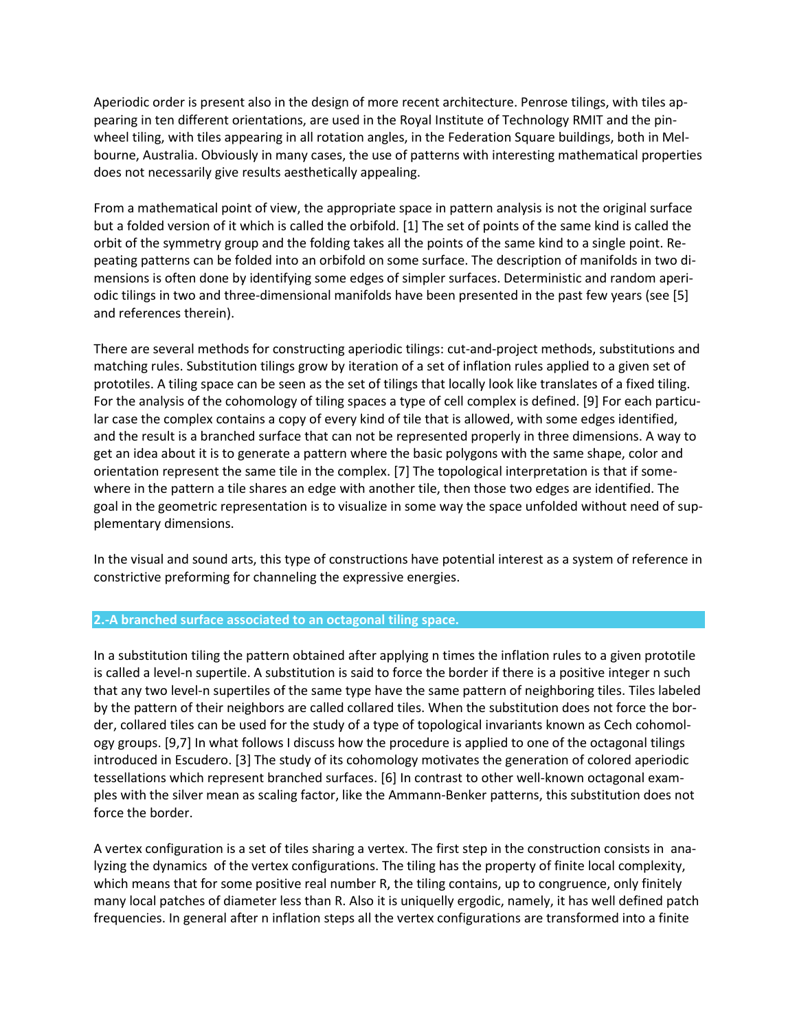Aperiodic order is present also in the design of more recent architecture. Penrose tilings, with tiles appearing in ten different orientations, are used in the Royal Institute of Technology RMIT and the pinwheel tiling, with tiles appearing in all rotation angles, in the Federation Square buildings, both in Melbourne, Australia. Obviously in many cases, the use of patterns with interesting mathematical properties does not necessarily give results aesthetically appealing.

From a mathematical point of view, the appropriate space in pattern analysis is not the original surface but a folded version of it which is called the orbifold. [1] The set of points of the same kind is called the orbit of the symmetry group and the folding takes all the points of the same kind to a single point. Repeating patterns can be folded into an orbifold on some surface. The description of manifolds in two dimensions is often done by identifying some edges of simpler surfaces. Deterministic and random aperiodic tilings in two and three-dimensional manifolds have been presented in the past few years (see [5] and references therein).

There are several methods for constructing aperiodic tilings: cut-and-project methods, substitutions and matching rules. Substitution tilings grow by iteration of a set of inflation rules applied to a given set of prototiles. A tiling space can be seen as the set of tilings that locally look like translates of a fixed tiling. For the analysis of the cohomology of tiling spaces a type of cell complex is defined. [9] For each particular case the complex contains a copy of every kind of tile that is allowed, with some edges identified, and the result is a branched surface that can not be represented properly in three dimensions. A way to get an idea about it is to generate a pattern where the basic polygons with the same shape, color and orientation represent the same tile in the complex. [7] The topological interpretation is that if somewhere in the pattern a tile shares an edge with another tile, then those two edges are identified. The goal in the geometric representation is to visualize in some way the space unfolded without need of supplementary dimensions.

In the visual and sound arts, this type of constructions have potential interest as a system of reference in constrictive preforming for channeling the expressive energies.

## 2.-A branched surface associated to an octagonal tiling space.

In a substitution tiling the pattern obtained after applying n times the inflation rules to a given prototile is called a level-n supertile. A substitution is said to force the border if there is a positive integer n such that any two level-n supertiles of the same type have the same pattern of neighboring tiles. Tiles labeled by the pattern of their neighbors are called collared tiles. When the substitution does not force the border, collared tiles can be used for the study of a type of topological invariants known as Cech cohomology groups. [9,7] In what follows I discuss how the procedure is applied to one of the octagonal tilings introduced in Escudero. [3] The study of its cohomology motivates the generation of colored aperiodic tessellations which represent branched surfaces. [6] In contrast to other well-known octagonal examples with the silver mean as scaling factor, like the Ammann-Benker patterns, this substitution does not force the border.

A vertex configuration is a set of tiles sharing a vertex. The first step in the construction consists in analyzing the dynamics of the vertex configurations. The tiling has the property of finite local complexity, which means that for some positive real number R, the tiling contains, up to congruence, only finitely many local patches of diameter less than R. Also it is uniquelly ergodic, namely, it has well defined patch frequencies. In general after n inflation steps all the vertex configurations are transformed into a finite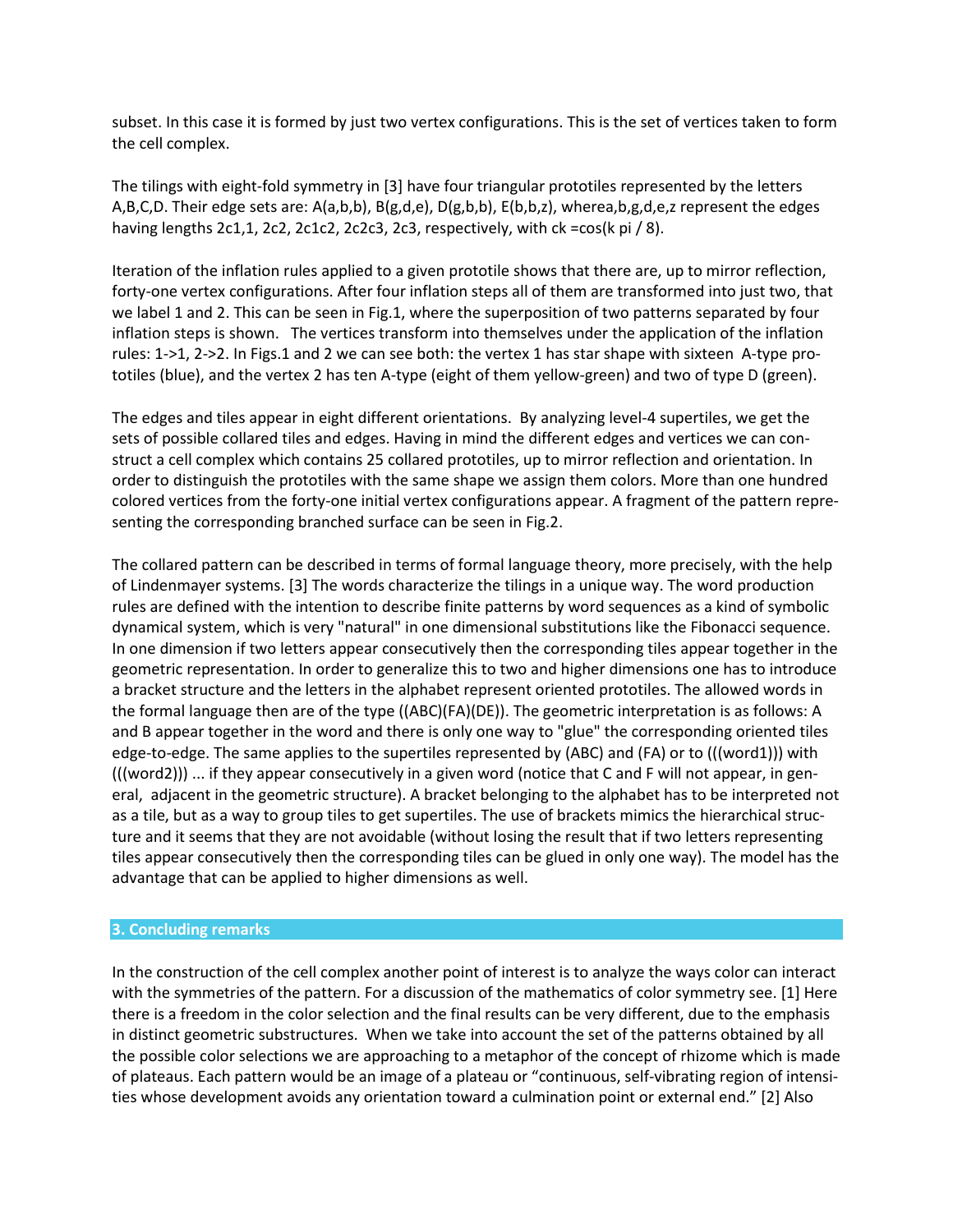subset. In this case it is formed by just two vertex configurations. This is the set of vertices taken to form the cell complex.

The tilings with eight-fold symmetry in [3] have four triangular prototiles represented by the letters A,B,C,D. Their edge sets are: A(a,b,b), B(g,d,e), D(g,b,b), E(b,b,z), wherea,b,g,d,e,z represent the edges having lengths $2c_1$,1, $2c_2$, $2c_1c_2$, $2c_2c_3$, $2c_3$, respectively, with $c_k = \cos(k \pi / 8)$.

Iteration of the inflation rules applied to a given prototile shows that there are, up to mirror reflection, forty-one vertex configurations. After four inflation steps all of them are transformed into just two, that we label 1 and 2. This can be seen in Fig.1, where the superposition of two patterns separated by four inflation steps is shown. The vertices transform into themselves under the application of the inflation rules: 1->1, 2->2. In Figs.1 and 2 we can see both: the vertex 1 has star shape with sixteen A-type prototiles (blue), and the vertex 2 has ten A-type (eight of them yellow-green) and two of type D (green).

The edges and tiles appear in eight different orientations. By analyzing level-4 supertiles, we get the sets of possible collared tiles and edges. Having in mind the different edges and vertices we can construct a cell complex which contains 25 collared prototiles, up to mirror reflection and orientation. In order to distinguish the prototiles with the same shape we assign them colors. More than one hundred colored vertices from the forty-one initial vertex configurations appear. A fragment of the pattern representing the corresponding branched surface can be seen in Fig.2.

The collared pattern can be described in terms of formal language theory, more precisely, with the help of Lindenmayer systems. [3] The words characterize the tilings in a unique way. The word production rules are defined with the intention to describe finite patterns by word sequences as a kind of symbolic dynamical system, which is very "natural" in one dimensional substitutions like the Fibonacci sequence. In one dimension if two letters appear consecutively then the corresponding tiles appear together in the geometric representation. In order to generalize this to two and higher dimensions one has to introduce a bracket structure and the letters in the alphabet represent oriented prototiles. The allowed words in the formal language then are of the type ((ABC)(FA)(DE)). The geometric interpretation is as follows: A and B appear together in the word and there is only one way to "glue" the corresponding oriented tiles edge-to-edge. The same applies to the supertiles represented by (ABC) and (FA) or to (((word1))) with (((word2))) ... if they appear consecutively in a given word (notice that C and F will not appear, in general, adjacent in the geometric structure). A bracket belonging to the alphabet has to be interpreted not as a tile, but as a way to group tiles to get supertiles. The use of brackets mimics the hierarchical structure and it seems that they are not avoidable (without losing the result that if two letters representing tiles appear consecutively then the corresponding tiles can be glued in only one way). The model has the advantage that can be applied to higher dimensions as well.

## 3. Concluding remarks

In the construction of the cell complex another point of interest is to analyze the ways color can interact with the symmetries of the pattern. For a discussion of the mathematics of color symmetry see. [1] Here there is a freedom in the color selection and the final results can be very different, due to the emphasis in distinct geometric substructures. When we take into account the set of the patterns obtained by all the possible color selections we are approaching to a metaphor of the concept of rhizome which is made of plateaus. Each pattern would be an image of a plateau or "continuous, self-vibrating region of intensities whose development avoids any orientation toward a culmination point or external end." [2] Also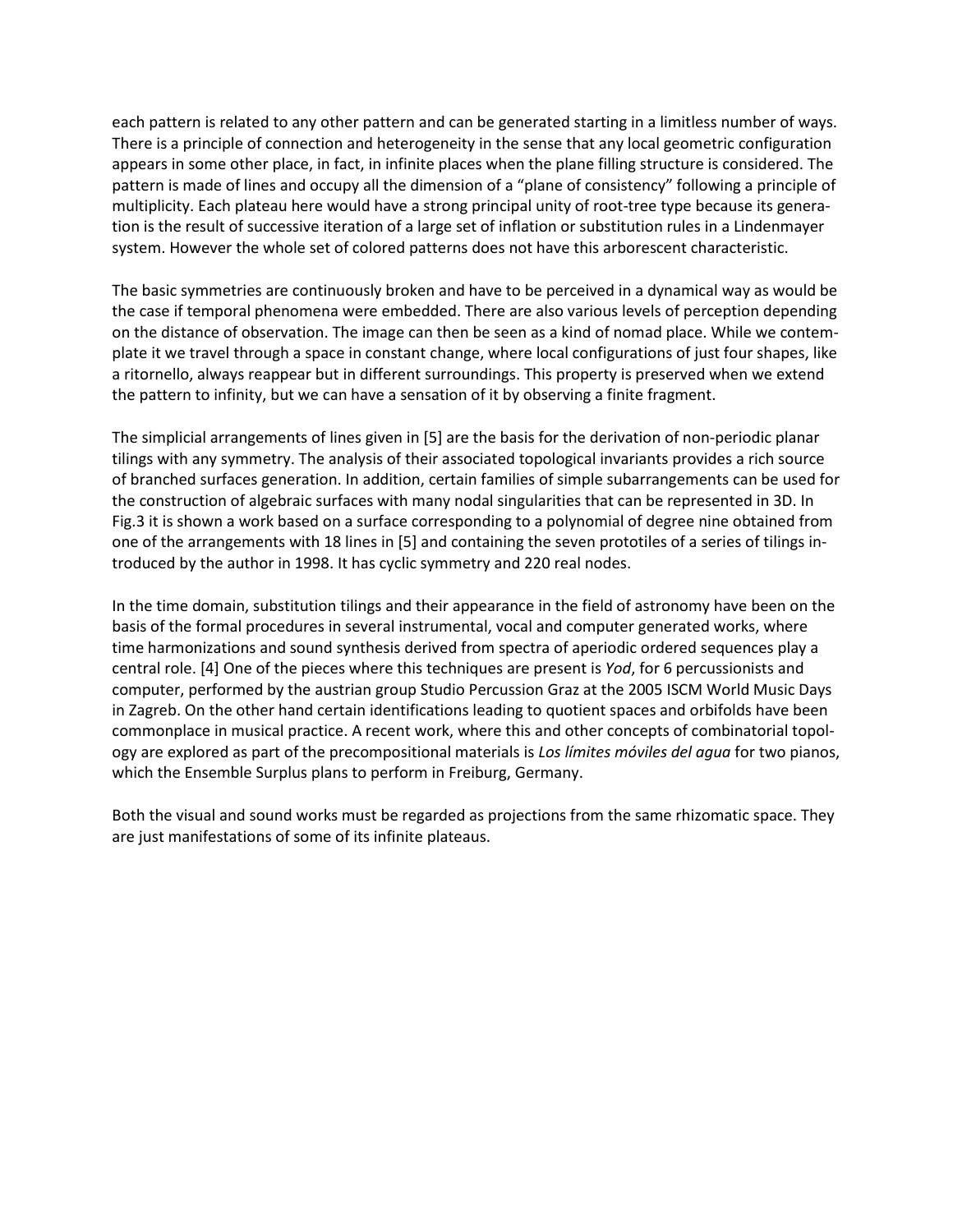each pattern is related to any other pattern and can be generated starting in a limitless number of ways. There is a principle of connection and heterogeneity in the sense that any local geometric configuration appears in some other place, in fact, in infinite places when the plane filling structure is considered. The pattern is made of lines and occupy all the dimension of a "plane of consistency" following a principle of multiplicity. Each plateau here would have a strong principal unity of root-tree type because its generation is the result of successive iteration of a large set of inflation or substitution rules in a Lindenmayer system. However the whole set of colored patterns does not have this arborescent characteristic.

The basic symmetries are continuously broken and have to be perceived in a dynamical way as would be the case if temporal phenomena were embedded. There are also various levels of perception depending on the distance of observation. The image can then be seen as a kind of nomad place. While we contemplate it we travel through a space in constant change, where local configurations of just four shapes, like a ritornello, always reappear but in different surroundings. This property is preserved when we extend the pattern to infinity, but we can have a sensation of it by observing a finite fragment.

The simplicial arrangements of lines given in [5] are the basis for the derivation of non-periodic planar tilings with any symmetry. The analysis of their associated topological invariants provides a rich source of branched surfaces generation. In addition, certain families of simple subarrangements can be used for the construction of algebraic surfaces with many nodal singularities that can be represented in 3D. In Fig.3 it is shown a work based on a surface corresponding to a polynomial of degree nine obtained from one of the arrangements with 18 lines in [5] and containing the seven prototiles of a series of tilings introduced by the author in 1998. It has cyclic symmetry and 220 real nodes.

In the time domain, substitution tilings and their appearance in the field of astronomy have been on the basis of the formal procedures in several instrumental, vocal and computer generated works, where time harmonizations and sound synthesis derived from spectra of aperiodic ordered sequences play a central role. [4] One of the pieces where this techniques are present is *Yod*, for 6 percussionists and computer, performed by the austrian group Studio Percussion Graz at the 2005 ISCM World Music Days in Zagreb. On the other hand certain identifications leading to quotient spaces and orbifolds have been commonplace in musical practice. A recent work, where this and other concepts of combinatorial topology are explored as part of the precompositional materials is *Los límites móviles del agua* for two pianos, which the Ensemble Surplus plans to perform in Freiburg, Germany.

Both the visual and sound works must be regarded as projections from the same rhizomatic space. They are just manifestations of some of its infinite plateaus.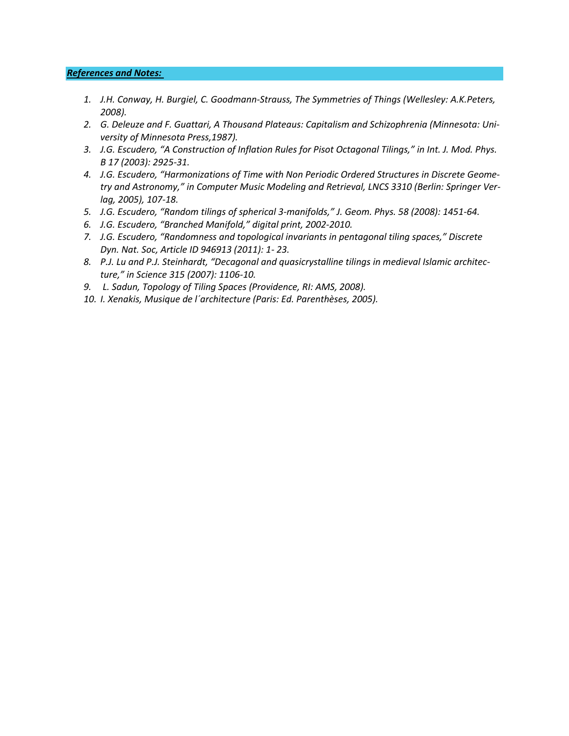***References and Notes:***

1. *J.H. Conway, H. Burgiel, C. Goodmann-Strauss, The Symmetries of Things (Wellesley: A.K.Peters, 2008).*
2. *G. Deleuze and F. Guattari, A Thousand Plateaus: Capitalism and Schizophrenia (Minnesota: University of Minnesota Press,1987).*
3. *J.G. Escudero, "A Construction of Inflation Rules for Pisot Octagonal Tilings," in Int. J. Mod. Phys. B 17 (2003): 2925-31.*
4. *J.G. Escudero, "Harmonizations of Time with Non Periodic Ordered Structures in Discrete Geometry and Astronomy," in Computer Music Modeling and Retrieval, LNCS 3310 (Berlin: Springer Verlag, 2005), 107-18.*
5. *J.G. Escudero, "Random tilings of spherical 3-manifolds," J. Geom. Phys. 58 (2008): 1451-64.*
6. *J.G. Escudero, "Branched Manifold," digital print, 2002-2010.*
7. *J.G. Escudero, "Randomness and topological invariants in pentagonal tiling spaces," Discrete Dyn. Nat. Soc, Article ID 946913 (2011): 1- 23.*
8. *P.J. Lu and P.J. Steinhardt, "Decagonal and quasicrystalline tilings in medieval Islamic architecture," in Science 315 (2007): 1106-10.*
9. *L. Sadun, Topology of Tiling Spaces (Providence, RI: AMS, 2008).*
10. *I. Xenakis, Musique de l´architecture (Paris: Ed. Parenthèses, 2005).*